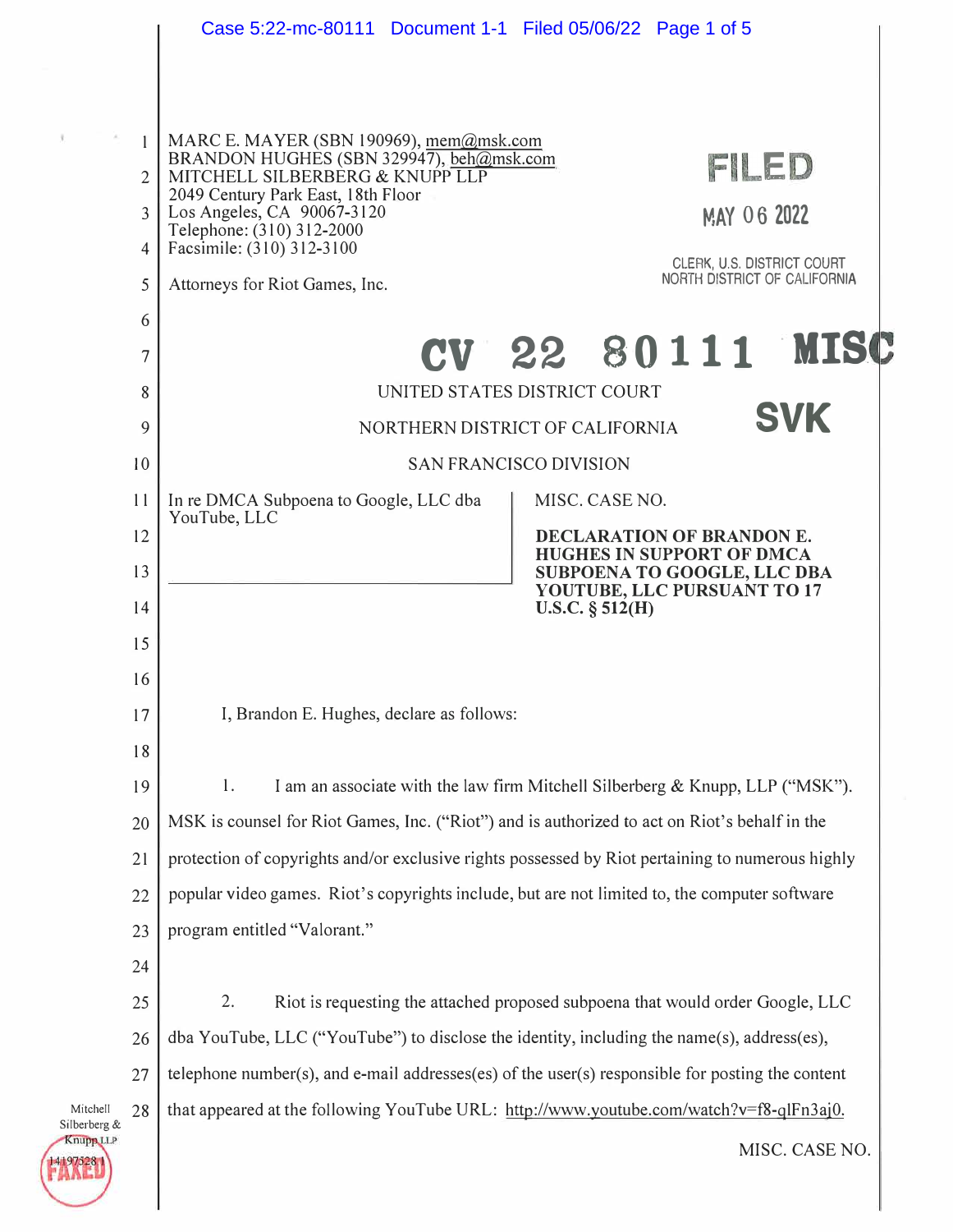MARC E. MAYER (SBN 190969), mem@msk.com
BRANDON HUGHES (SBN 329947), beh@msk.com
MITCHELL SILBERBERG & KNUPP LLP
2049 Century Park East, 18th Floor
Los Angeles, CA 90067-3120
Telephone: (310) 312-2000
Facsimile: (310) 312-3100

Attorneys for Riot Games, Inc.

FILED

MAY 06 2022

CLERK, U.S. DISTRICT COURT
NORTH DISTRICT OF CALIFORNIA

CV 22 80111 MISC

SVK

UNITED STATES DISTRICT COURT

NORTHERN DISTRICT OF CALIFORNIA

SAN FRANCISCO DIVISION

| | |
|---|---|
| In re DMCA Subpoena to Google, LLC dba YouTube, LLC | MISC. CASE NO.<br><br>**DECLARATION OF BRANDON E. HUGHES IN SUPPORT OF DMCA SUBPOENA TO GOOGLE, LLC DBA YOUTUBE, LLC PURSUANT TO 17 U.S.C. § 512(H)** |

I, Brandon E. Hughes, declare as follows:

1. I am an associate with the law firm Mitchell Silberberg & Knupp, LLP ("MSK"). MSK is counsel for Riot Games, Inc. ("Riot") and is authorized to act on Riot's behalf in the protection of copyrights and/or exclusive rights possessed by Riot pertaining to numerous highly popular video games. Riot's copyrights include, but are not limited to, the computer software program entitled "Valorant."

2. Riot is requesting the attached proposed subpoena that would order Google, LLC dba YouTube, LLC ("YouTube") to disclose the identity, including the name(s), address(es), telephone number(s), and e-mail addresses(es) of the user(s) responsible for posting the content that appeared at the following YouTube URL: http://www.youtube.com/watch?v=f8-qlFn3aj0.

MISC. CASE NO.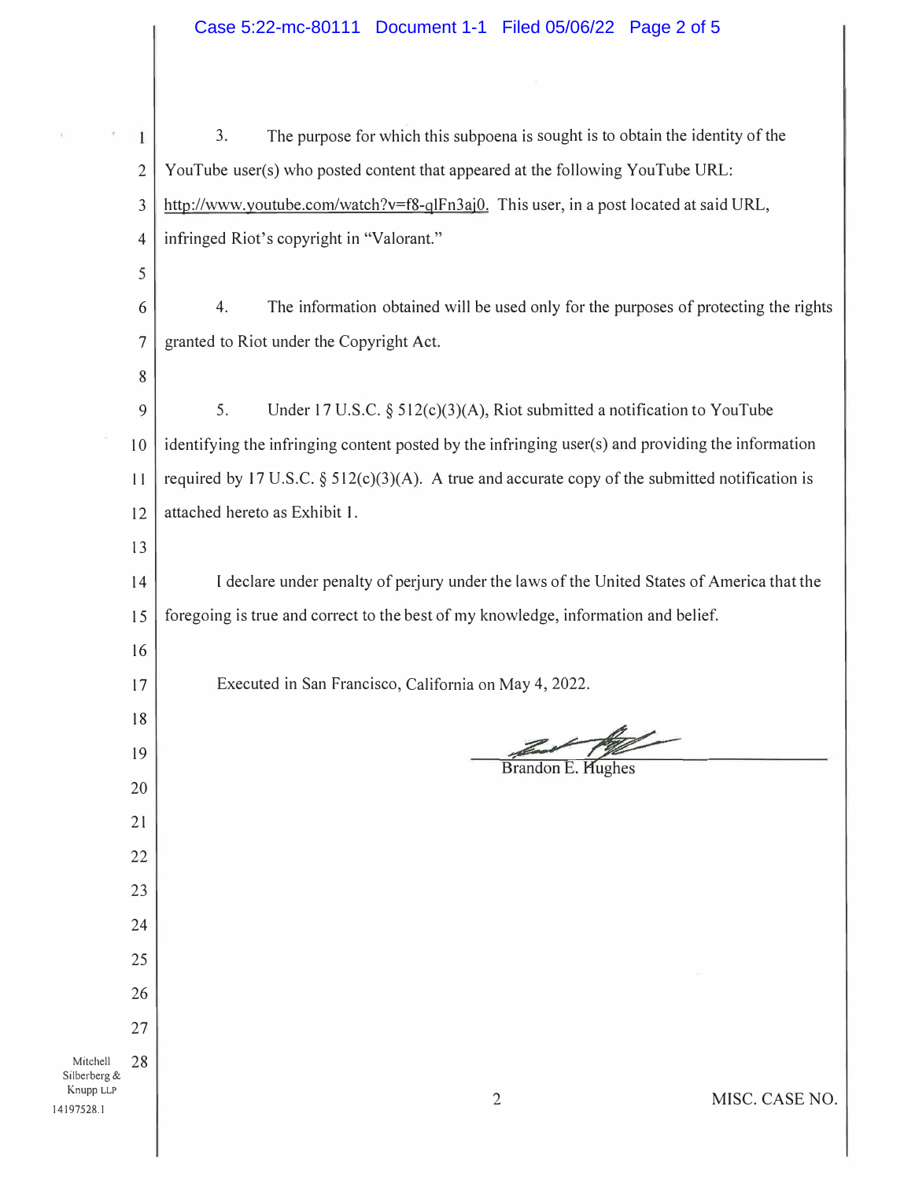3. The purpose for which this subpoena is sought is to obtain the identity of the YouTube user(s) who posted content that appeared at the following YouTube URL: http://www.youtube.com/watch?v=f8-qlFn3aj0. This user, in a post located at said URL, infringed Riot's copyright in "Valorant."

4. The information obtained will be used only for the purposes of protecting the rights granted to Riot under the Copyright Act.

5. Under 17 U.S.C. § 512(c)(3)(A), Riot submitted a notification to YouTube identifying the infringing content posted by the infringing user(s) and providing the information required by 17 U.S.C. § 512(c)(3)(A). A true and accurate copy of the submitted notification is attached hereto as Exhibit 1.

I declare under penalty of perjury under the laws of the United States of America that the foregoing is true and correct to the best of my knowledge, information and belief.

Executed in San Francisco, California on May 4, 2022.

Brandon E. Hughes

Mitchell Silberberg & Knupp LLP

14197528.1

MISC. CASE NO.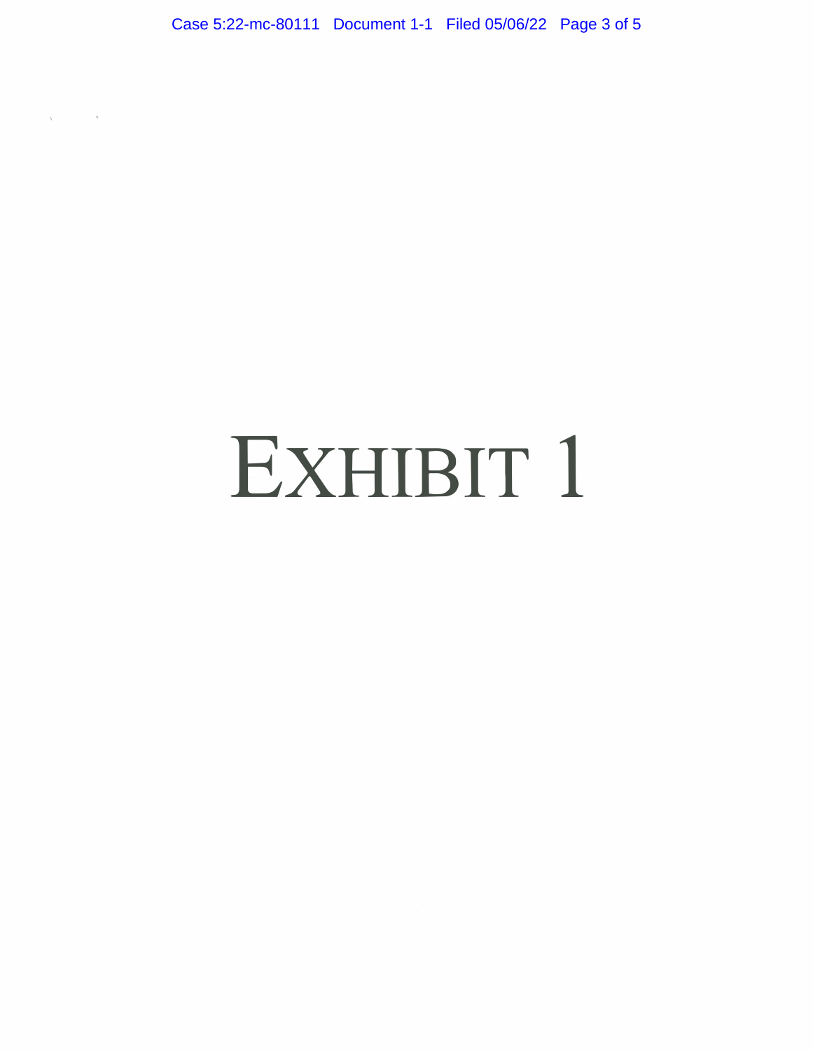# EXHIBIT 1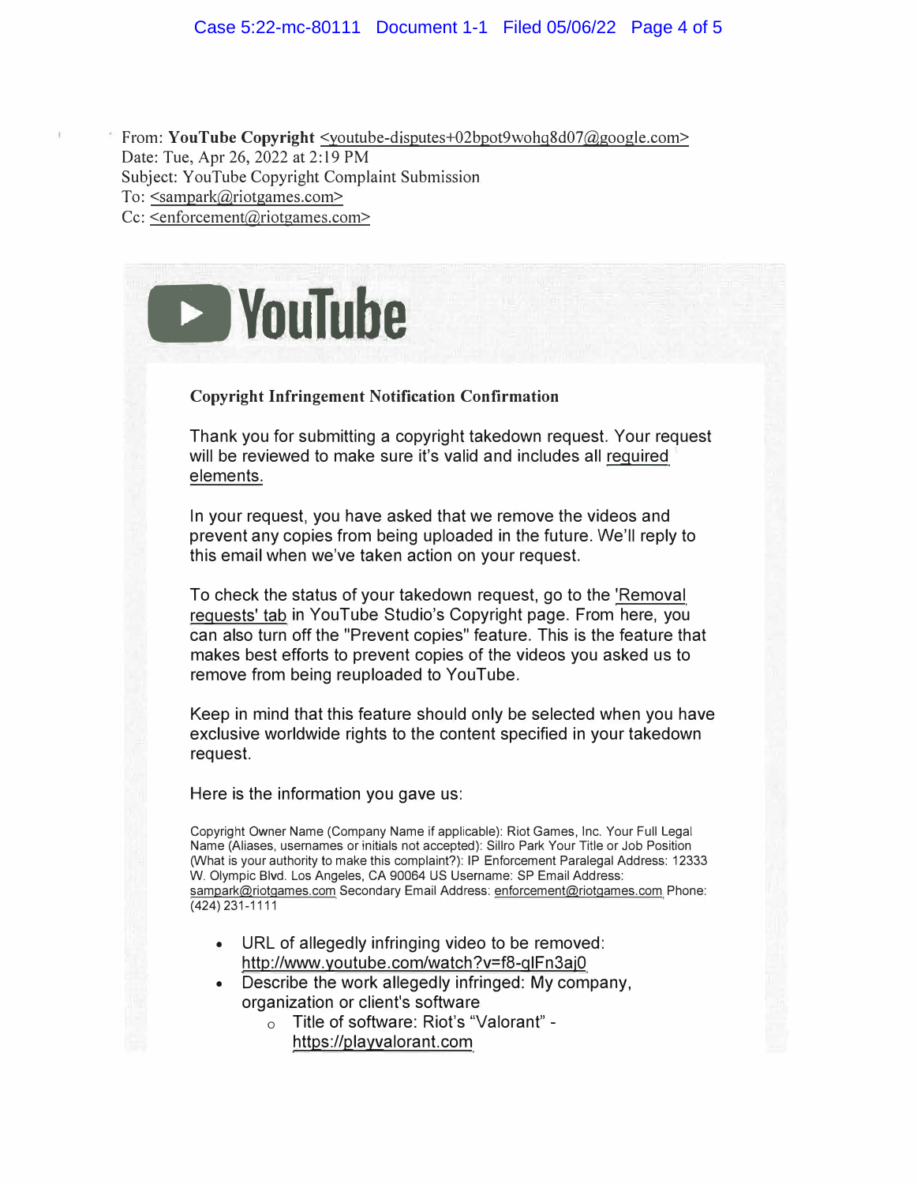From: **YouTube Copyright** <youtube-disputes+02bpot9wohq8d07@google.com>
Date: Tue, Apr 26, 2022 at 2:19 PM
Subject: YouTube Copyright Complaint Submission
To: <sampark@riotgames.com>
Cc: <enforcement@riotgames.com>

YouTube

**Copyright Infringement Notification Confirmation**

Thank you for submitting a copyright takedown request. Your request will be reviewed to make sure it's valid and includes all required elements.

In your request, you have asked that we remove the videos and prevent any copies from being uploaded in the future. We'll reply to this email when we've taken action on your request.

To check the status of your takedown request, go to the 'Removal requests' tab in YouTube Studio's Copyright page. From here, you can also turn off the "Prevent copies" feature. This is the feature that makes best efforts to prevent copies of the videos you asked us to remove from being reuploaded to YouTube.

Keep in mind that this feature should only be selected when you have exclusive worldwide rights to the content specified in your takedown request.

Here is the information you gave us:

Copyright Owner Name (Company Name if applicable): Riot Games, Inc. Your Full Legal Name (Aliases, usernames or initials not accepted): Sillro Park Your Title or Job Position (What is your authority to make this complaint?): IP Enforcement Paralegal Address: 12333 W. Olympic Blvd. Los Angeles, CA 90064 US Username: SP Email Address: sampark@riotgames.com Secondary Email Address: enforcement@riotgames.com Phone: (424) 231-1111

- URL of allegedly infringing video to be removed: http://www.youtube.com/watch?v=f8-qIFn3aj0
- Describe the work allegedly infringed: My company, organization or client's software
    - Title of software: Riot's "Valorant" - https://playvalorant.com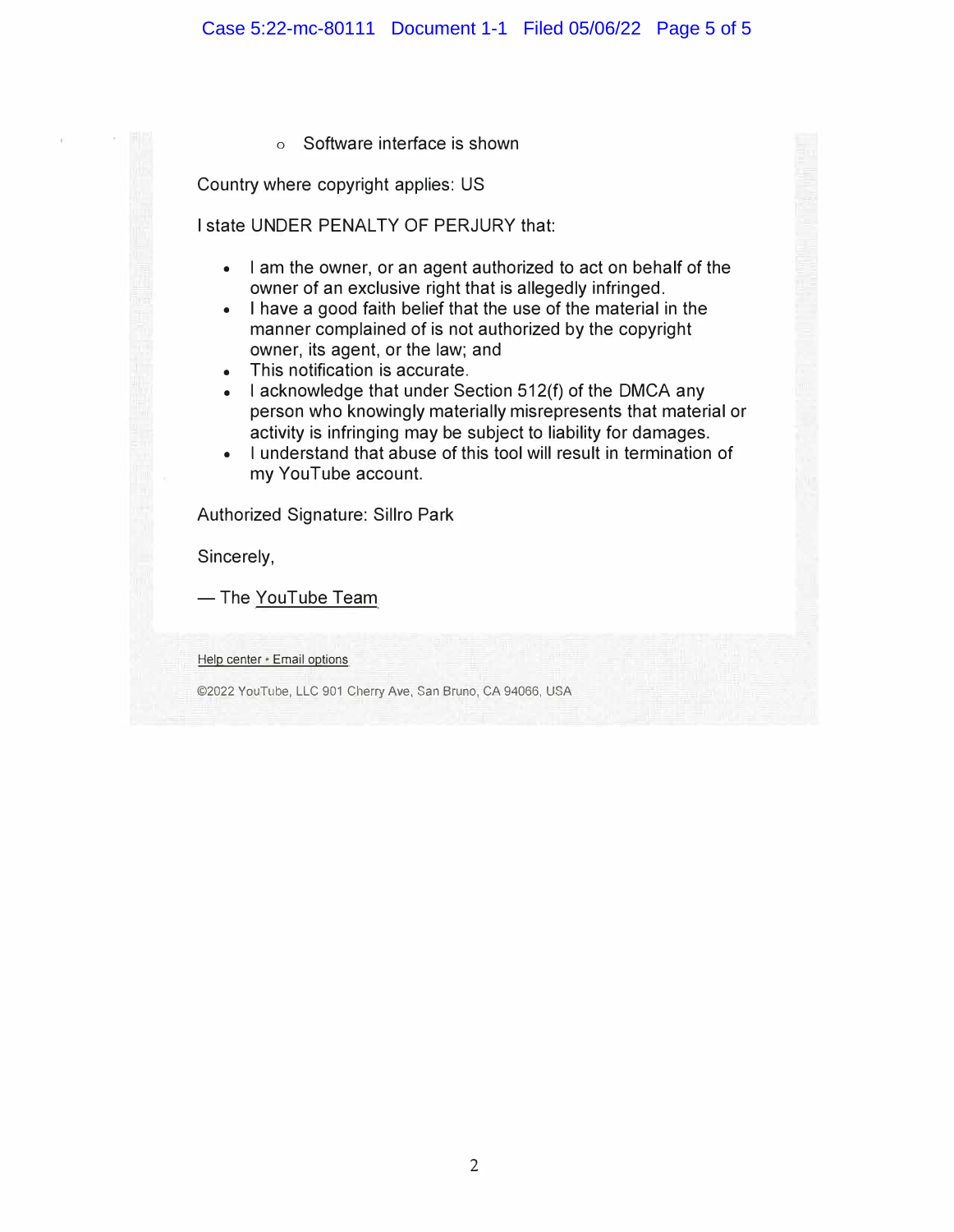- Software interface is shown

Country where copyright applies: US

I state UNDER PENALTY OF PERJURY that:

- I am the owner, or an agent authorized to act on behalf of the owner of an exclusive right that is allegedly infringed.
- I have a good faith belief that the use of the material in the manner complained of is not authorized by the copyright owner, its agent, or the law; and
- This notification is accurate.
- I acknowledge that under Section 512(f) of the DMCA any person who knowingly materially misrepresents that material or activity is infringing may be subject to liability for damages.
- I understand that abuse of this tool will result in termination of my YouTube account.

Authorized Signature: Sillro Park

Sincerely,

— The YouTube Team

Help center • Email options

©2022 YouTube, LLC 901 Cherry Ave, San Bruno, CA 94066, USA